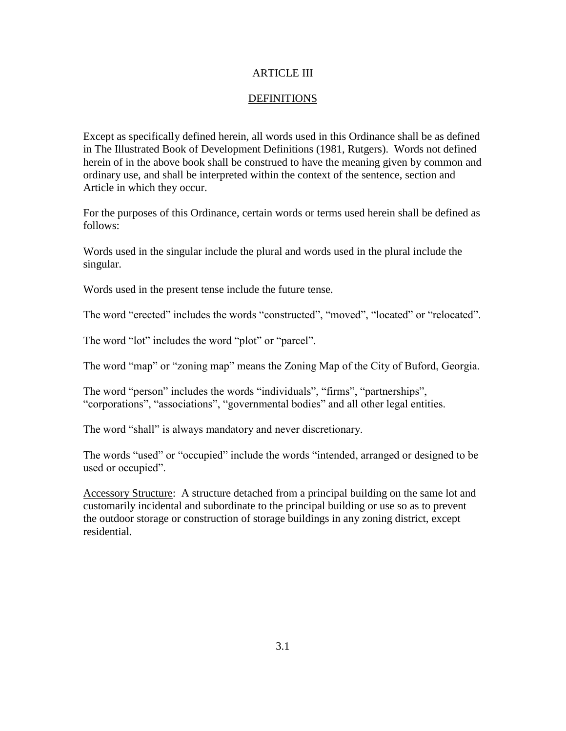# ARTICLE III

## DEFINITIONS

Except as specifically defined herein, all words used in this Ordinance shall be as defined in The Illustrated Book of Development Definitions (1981, Rutgers). Words not defined herein of in the above book shall be construed to have the meaning given by common and ordinary use, and shall be interpreted within the context of the sentence, section and Article in which they occur.

For the purposes of this Ordinance, certain words or terms used herein shall be defined as follows:

Words used in the singular include the plural and words used in the plural include the singular.

Words used in the present tense include the future tense.

The word “erected” includes the words “constructed”, “moved”, “located” or “relocated”.

The word “lot” includes the word “plot” or “parcel”.

The word “map” or “zoning map” means the Zoning Map of the City of Buford, Georgia.

The word “person” includes the words “individuals”, “firms”, “partnerships”, “corporations”, “associations”, “governmental bodies” and all other legal entities.

The word “shall” is always mandatory and never discretionary.

The words “used” or “occupied” include the words “intended, arranged or designed to be used or occupied”.

Accessory Structure: A structure detached from a principal building on the same lot and customarily incidental and subordinate to the principal building or use so as to prevent the outdoor storage or construction of storage buildings in any zoning district, except residential.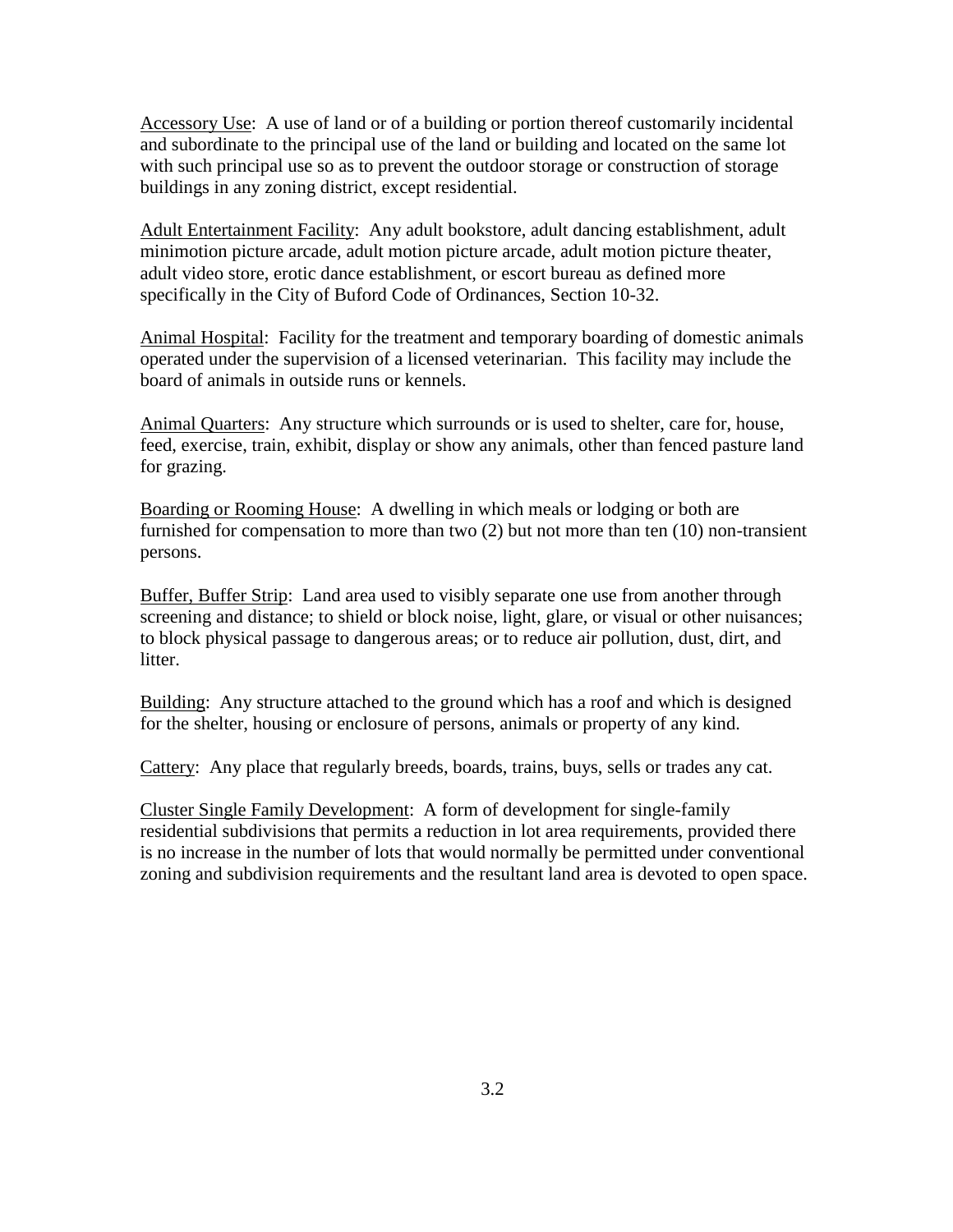Accessory Use: A use of land or of a building or portion thereof customarily incidental and subordinate to the principal use of the land or building and located on the same lot with such principal use so as to prevent the outdoor storage or construction of storage buildings in any zoning district, except residential.

Adult Entertainment Facility: Any adult bookstore, adult dancing establishment, adult minimotion picture arcade, adult motion picture arcade, adult motion picture theater, adult video store, erotic dance establishment, or escort bureau as defined more specifically in the City of Buford Code of Ordinances, Section 10-32.

Animal Hospital: Facility for the treatment and temporary boarding of domestic animals operated under the supervision of a licensed veterinarian. This facility may include the board of animals in outside runs or kennels.

Animal Quarters: Any structure which surrounds or is used to shelter, care for, house, feed, exercise, train, exhibit, display or show any animals, other than fenced pasture land for grazing.

Boarding or Rooming House: A dwelling in which meals or lodging or both are furnished for compensation to more than two (2) but not more than ten (10) non-transient persons.

Buffer, Buffer Strip: Land area used to visibly separate one use from another through screening and distance; to shield or block noise, light, glare, or visual or other nuisances; to block physical passage to dangerous areas; or to reduce air pollution, dust, dirt, and litter.

Building: Any structure attached to the ground which has a roof and which is designed for the shelter, housing or enclosure of persons, animals or property of any kind.

Cattery: Any place that regularly breeds, boards, trains, buys, sells or trades any cat.

Cluster Single Family Development: A form of development for single-family residential subdivisions that permits a reduction in lot area requirements, provided there is no increase in the number of lots that would normally be permitted under conventional zoning and subdivision requirements and the resultant land area is devoted to open space.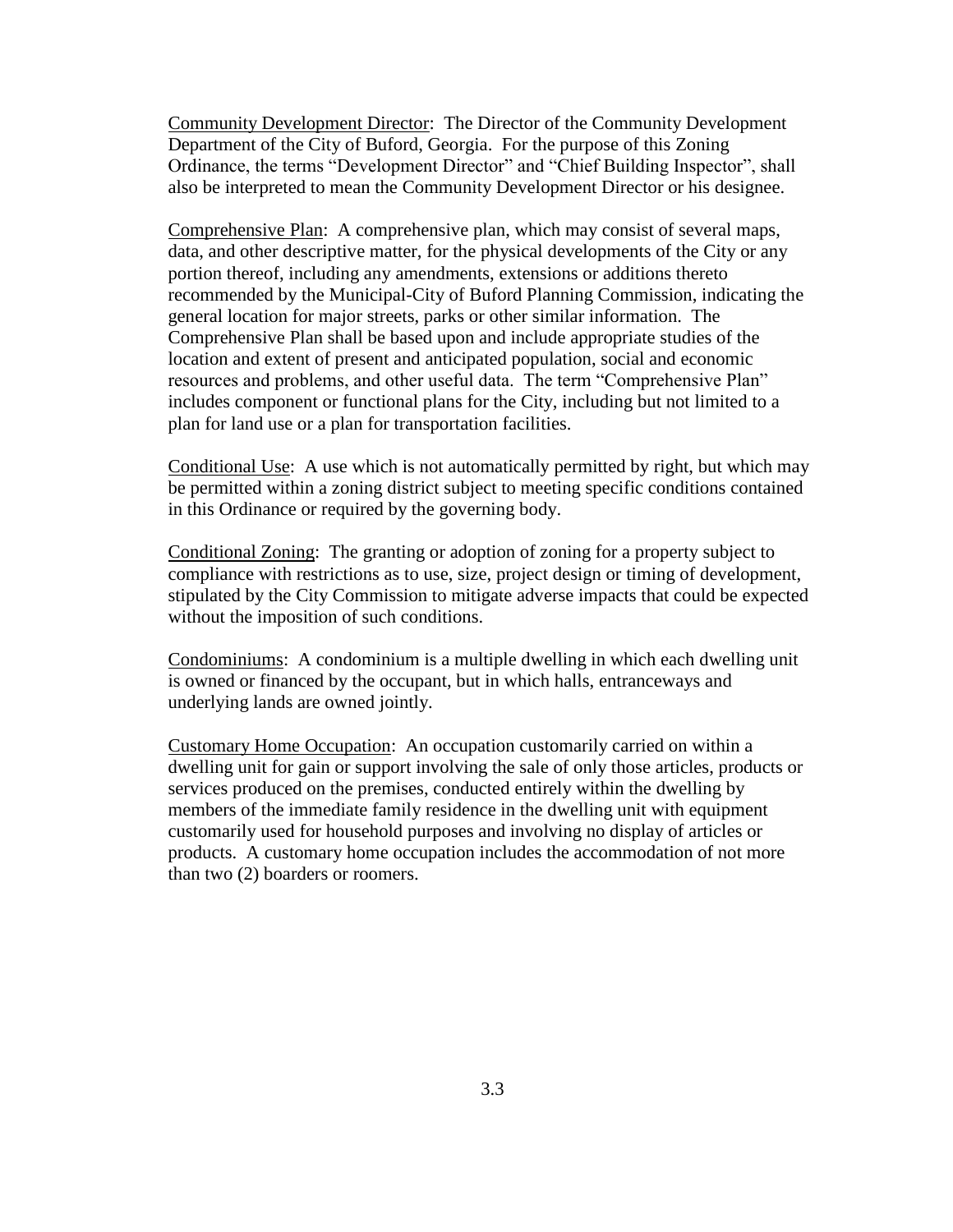<u>Community Development Director</u>: The Director of the Community Development Department of the City of Buford, Georgia. For the purpose of this Zoning Ordinance, the terms "Development Director" and "Chief Building Inspector", shall also be interpreted to mean the Community Development Director or his designee.

<u>Comprehensive Plan</u>: A comprehensive plan, which may consist of several maps, data, and other descriptive matter, for the physical developments of the City or any portion thereof, including any amendments, extensions or additions thereto recommended by the Municipal-City of Buford Planning Commission, indicating the general location for major streets, parks or other similar information. The Comprehensive Plan shall be based upon and include appropriate studies of the location and extent of present and anticipated population, social and economic resources and problems, and other useful data. The term "Comprehensive Plan" includes component or functional plans for the City, including but not limited to a plan for land use or a plan for transportation facilities.

<u>Conditional Use</u>: A use which is not automatically permitted by right, but which may be permitted within a zoning district subject to meeting specific conditions contained in this Ordinance or required by the governing body.

<u>Conditional Zoning</u>: The granting or adoption of zoning for a property subject to compliance with restrictions as to use, size, project design or timing of development, stipulated by the City Commission to mitigate adverse impacts that could be expected without the imposition of such conditions.

<u>Condominiums</u>: A condominium is a multiple dwelling in which each dwelling unit is owned or financed by the occupant, but in which halls, entranceways and underlying lands are owned jointly.

<u>Customary Home Occupation</u>: An occupation customarily carried on within a dwelling unit for gain or support involving the sale of only those articles, products or services produced on the premises, conducted entirely within the dwelling by members of the immediate family residence in the dwelling unit with equipment customarily used for household purposes and involving no display of articles or products. A customary home occupation includes the accommodation of not more than two (2) boarders or roomers.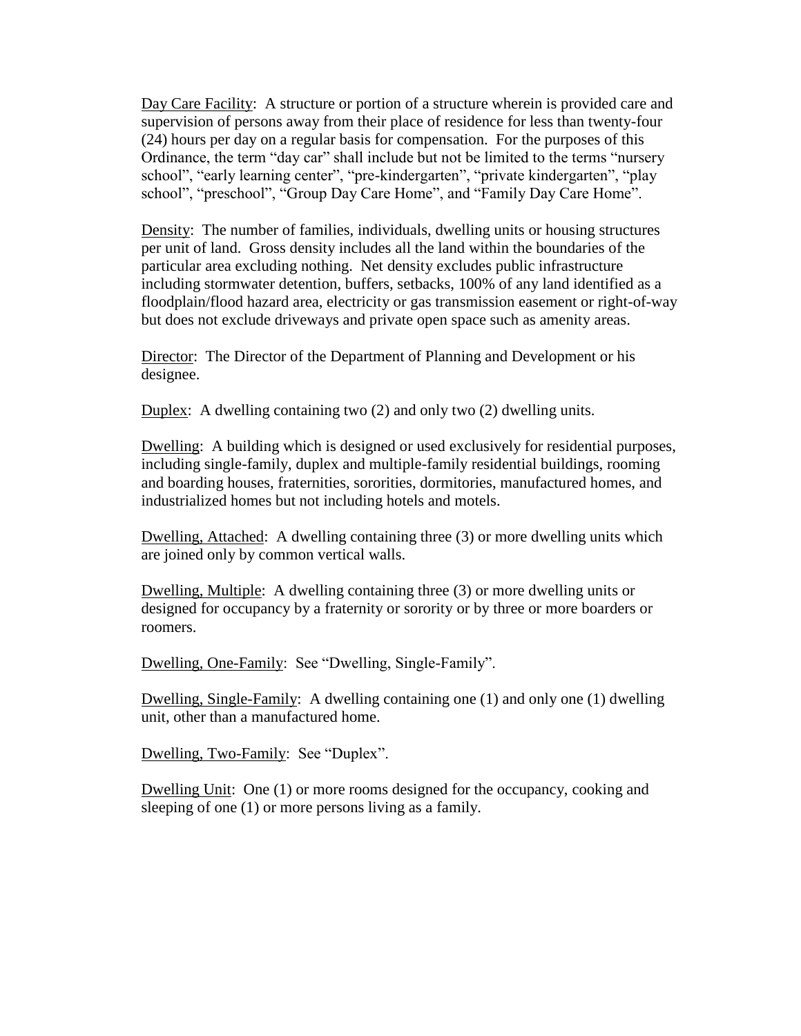<u>Day Care Facility</u>: A structure or portion of a structure wherein is provided care and supervision of persons away from their place of residence for less than twenty-four (24) hours per day on a regular basis for compensation. For the purposes of this Ordinance, the term "day car" shall include but not be limited to the terms "nursery school", "early learning center", "pre-kindergarten", "private kindergarten", "play school", "preschool", "Group Day Care Home", and "Family Day Care Home".

<u>Density</u>: The number of families, individuals, dwelling units or housing structures per unit of land. Gross density includes all the land within the boundaries of the particular area excluding nothing. Net density excludes public infrastructure including stormwater detention, buffers, setbacks, 100% of any land identified as a floodplain/flood hazard area, electricity or gas transmission easement or right-of-way but does not exclude driveways and private open space such as amenity areas.

<u>Director</u>: The Director of the Department of Planning and Development or his designee.

<u>Duplex</u>: A dwelling containing two (2) and only two (2) dwelling units.

<u>Dwelling</u>: A building which is designed or used exclusively for residential purposes, including single-family, duplex and multiple-family residential buildings, rooming and boarding houses, fraternities, sororities, dormitories, manufactured homes, and industrialized homes but not including hotels and motels.

<u>Dwelling, Attached</u>: A dwelling containing three (3) or more dwelling units which are joined only by common vertical walls.

<u>Dwelling, Multiple</u>: A dwelling containing three (3) or more dwelling units or designed for occupancy by a fraternity or sorority or by three or more boarders or roomers.

<u>Dwelling, One-Family</u>: See "Dwelling, Single-Family".

<u>Dwelling, Single-Family</u>: A dwelling containing one (1) and only one (1) dwelling unit, other than a manufactured home.

<u>Dwelling, Two-Family</u>: See "Duplex".

<u>Dwelling Unit</u>: One (1) or more rooms designed for the occupancy, cooking and sleeping of one (1) or more persons living as a family.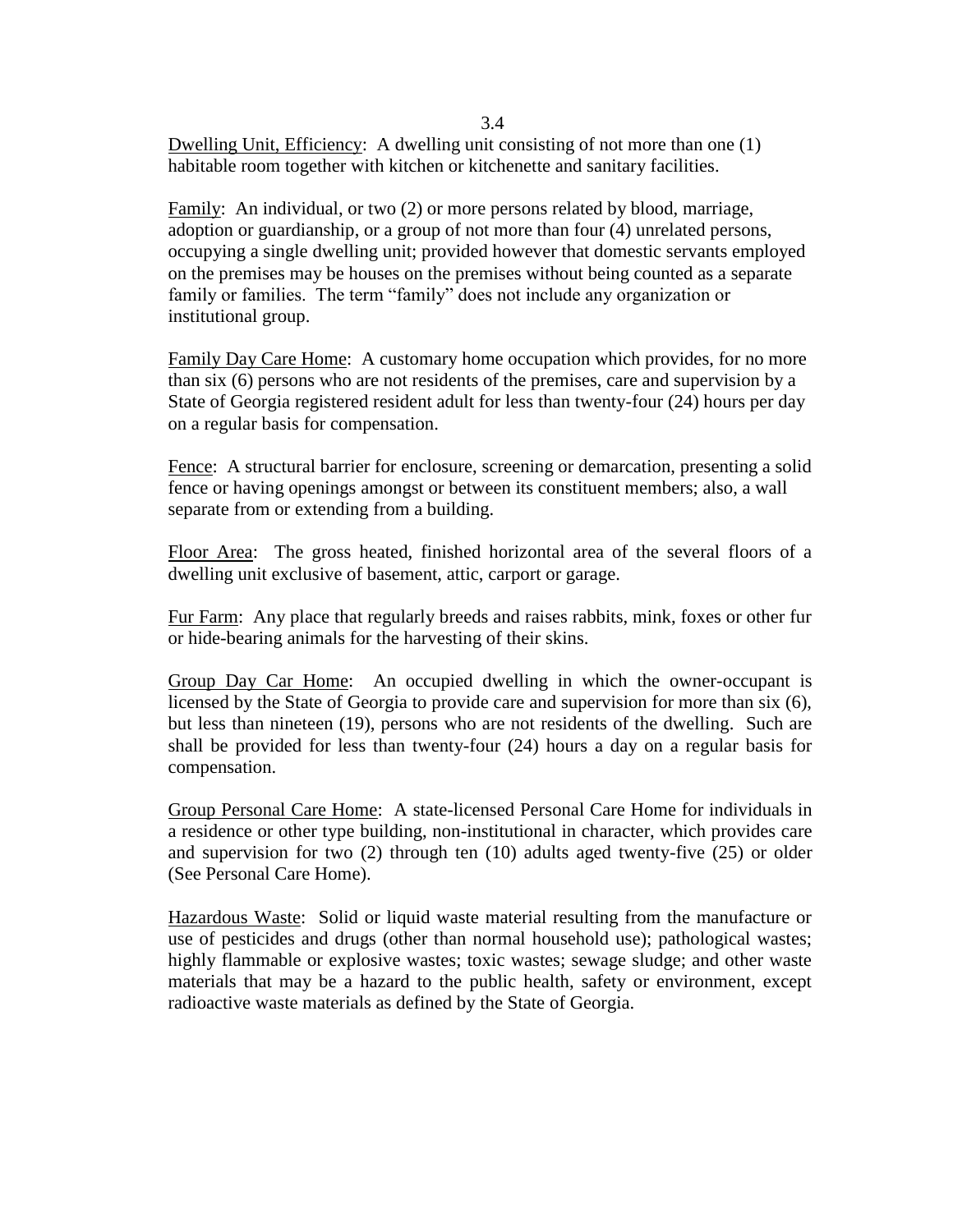Dwelling Unit, Efficiency: A dwelling unit consisting of not more than one (1) habitable room together with kitchen or kitchenette and sanitary facilities.

Family: An individual, or two (2) or more persons related by blood, marriage, adoption or guardianship, or a group of not more than four (4) unrelated persons, occupying a single dwelling unit; provided however that domestic servants employed on the premises may be houses on the premises without being counted as a separate family or families. The term "family" does not include any organization or institutional group.

Family Day Care Home: A customary home occupation which provides, for no more than six (6) persons who are not residents of the premises, care and supervision by a State of Georgia registered resident adult for less than twenty-four (24) hours per day on a regular basis for compensation.

Fence: A structural barrier for enclosure, screening or demarcation, presenting a solid fence or having openings amongst or between its constituent members; also, a wall separate from or extending from a building.

Floor Area: The gross heated, finished horizontal area of the several floors of a dwelling unit exclusive of basement, attic, carport or garage.

Fur Farm: Any place that regularly breeds and raises rabbits, mink, foxes or other fur or hide-bearing animals for the harvesting of their skins.

Group Day Car Home: An occupied dwelling in which the owner-occupant is licensed by the State of Georgia to provide care and supervision for more than six (6), but less than nineteen (19), persons who are not residents of the dwelling. Such are shall be provided for less than twenty-four (24) hours a day on a regular basis for compensation.

Group Personal Care Home: A state-licensed Personal Care Home for individuals in a residence or other type building, non-institutional in character, which provides care and supervision for two (2) through ten (10) adults aged twenty-five (25) or older (See Personal Care Home).

Hazardous Waste: Solid or liquid waste material resulting from the manufacture or use of pesticides and drugs (other than normal household use); pathological wastes; highly flammable or explosive wastes; toxic wastes; sewage sludge; and other waste materials that may be a hazard to the public health, safety or environment, except radioactive waste materials as defined by the State of Georgia.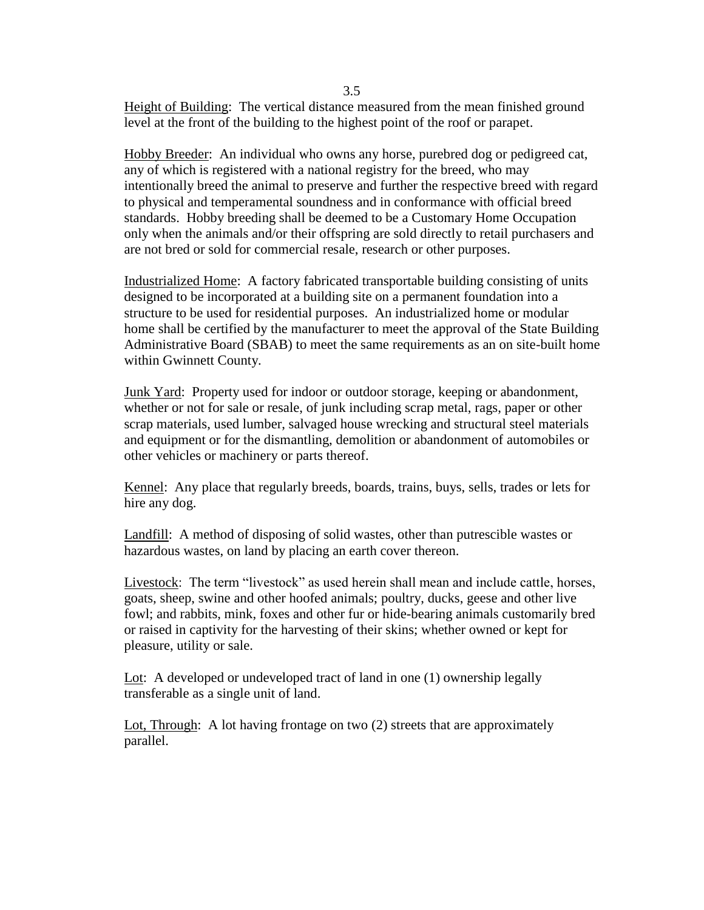Height of Building: The vertical distance measured from the mean finished ground level at the front of the building to the highest point of the roof or parapet.

Hobby Breeder: An individual who owns any horse, purebred dog or pedigreed cat, any of which is registered with a national registry for the breed, who may intentionally breed the animal to preserve and further the respective breed with regard to physical and temperamental soundness and in conformance with official breed standards. Hobby breeding shall be deemed to be a Customary Home Occupation only when the animals and/or their offspring are sold directly to retail purchasers and are not bred or sold for commercial resale, research or other purposes.

Industrialized Home: A factory fabricated transportable building consisting of units designed to be incorporated at a building site on a permanent foundation into a structure to be used for residential purposes. An industrialized home or modular home shall be certified by the manufacturer to meet the approval of the State Building Administrative Board (SBAB) to meet the same requirements as an on site-built home within Gwinnett County.

Junk Yard: Property used for indoor or outdoor storage, keeping or abandonment, whether or not for sale or resale, of junk including scrap metal, rags, paper or other scrap materials, used lumber, salvaged house wrecking and structural steel materials and equipment or for the dismantling, demolition or abandonment of automobiles or other vehicles or machinery or parts thereof.

Kennel: Any place that regularly breeds, boards, trains, buys, sells, trades or lets for hire any dog.

Landfill: A method of disposing of solid wastes, other than putrescible wastes or hazardous wastes, on land by placing an earth cover thereon.

Livestock: The term "livestock" as used herein shall mean and include cattle, horses, goats, sheep, swine and other hoofed animals; poultry, ducks, geese and other live fowl; and rabbits, mink, foxes and other fur or hide-bearing animals customarily bred or raised in captivity for the harvesting of their skins; whether owned or kept for pleasure, utility or sale.

Lot: A developed or undeveloped tract of land in one (1) ownership legally transferable as a single unit of land.

Lot, Through: A lot having frontage on two (2) streets that are approximately parallel.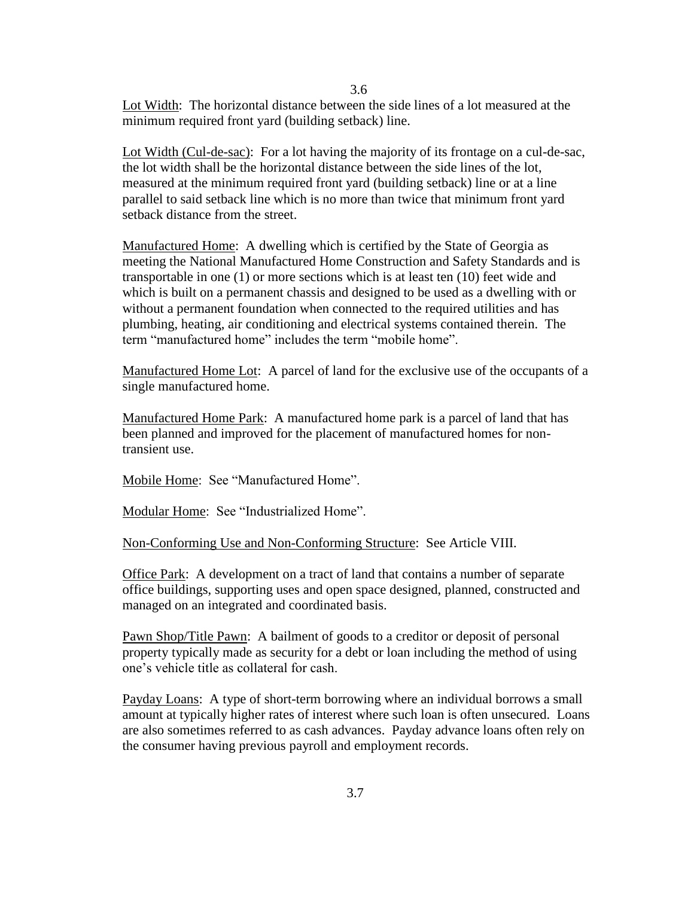Lot Width: The horizontal distance between the side lines of a lot measured at the minimum required front yard (building setback) line.

Lot Width (Cul-de-sac): For a lot having the majority of its frontage on a cul-de-sac, the lot width shall be the horizontal distance between the side lines of the lot, measured at the minimum required front yard (building setback) line or at a line parallel to said setback line which is no more than twice that minimum front yard setback distance from the street.

Manufactured Home: A dwelling which is certified by the State of Georgia as meeting the National Manufactured Home Construction and Safety Standards and is transportable in one (1) or more sections which is at least ten (10) feet wide and which is built on a permanent chassis and designed to be used as a dwelling with or without a permanent foundation when connected to the required utilities and has plumbing, heating, air conditioning and electrical systems contained therein. The term "manufactured home" includes the term "mobile home".

Manufactured Home Lot: A parcel of land for the exclusive use of the occupants of a single manufactured home.

Manufactured Home Park: A manufactured home park is a parcel of land that has been planned and improved for the placement of manufactured homes for non-transient use.

Mobile Home: See "Manufactured Home".

Modular Home: See "Industrialized Home".

Non-Conforming Use and Non-Conforming Structure: See Article VIII.

Office Park: A development on a tract of land that contains a number of separate office buildings, supporting uses and open space designed, planned, constructed and managed on an integrated and coordinated basis.

Pawn Shop/Title Pawn: A bailment of goods to a creditor or deposit of personal property typically made as security for a debt or loan including the method of using one's vehicle title as collateral for cash.

Payday Loans: A type of short-term borrowing where an individual borrows a small amount at typically higher rates of interest where such loan is often unsecured. Loans are also sometimes referred to as cash advances. Payday advance loans often rely on the consumer having previous payroll and employment records.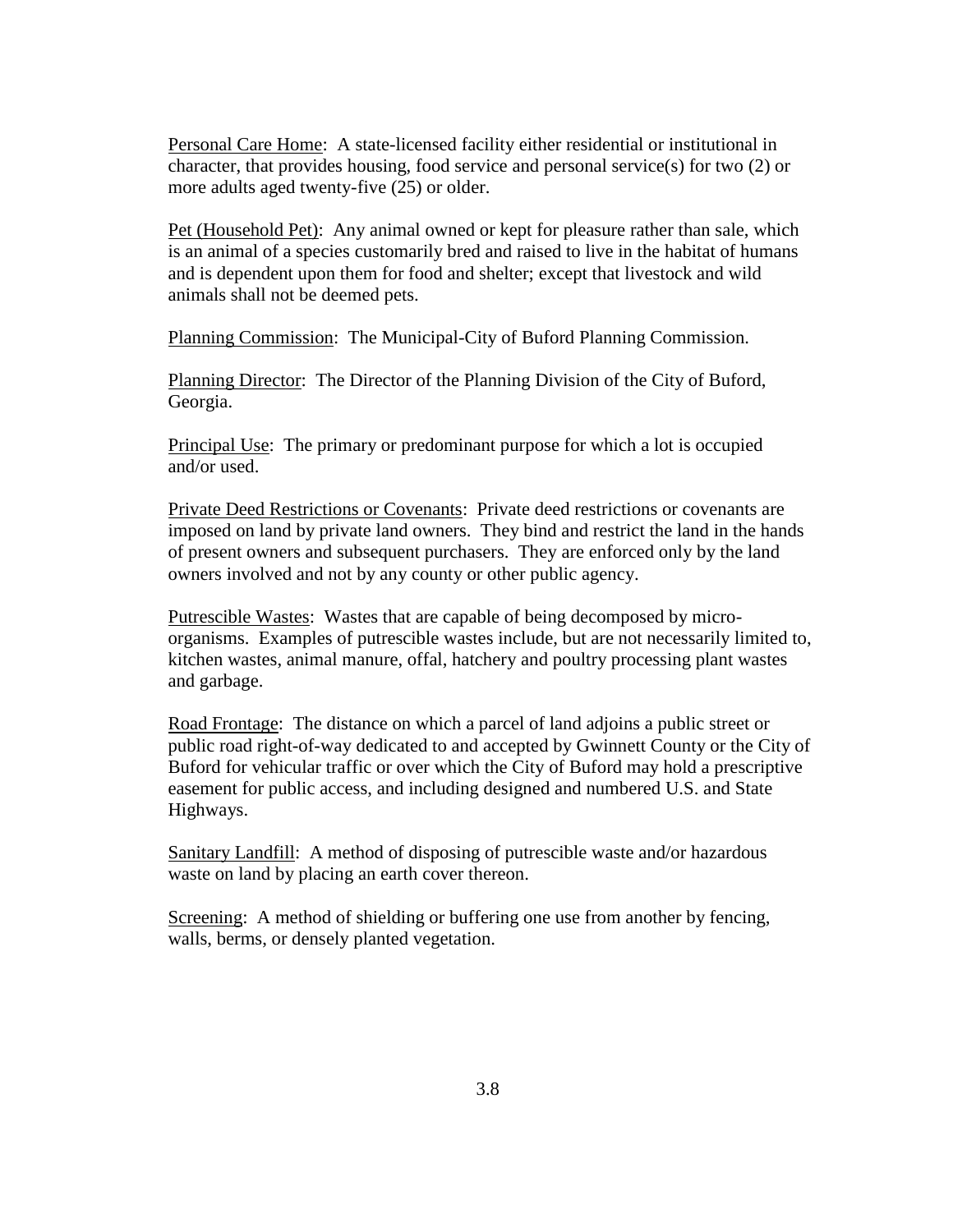Personal Care Home: A state-licensed facility either residential or institutional in character, that provides housing, food service and personal service(s) for two (2) or more adults aged twenty-five (25) or older.

Pet (Household Pet): Any animal owned or kept for pleasure rather than sale, which is an animal of a species customarily bred and raised to live in the habitat of humans and is dependent upon them for food and shelter; except that livestock and wild animals shall not be deemed pets.

Planning Commission: The Municipal-City of Buford Planning Commission.

Planning Director: The Director of the Planning Division of the City of Buford, Georgia.

Principal Use: The primary or predominant purpose for which a lot is occupied and/or used.

Private Deed Restrictions or Covenants: Private deed restrictions or covenants are imposed on land by private land owners. They bind and restrict the land in the hands of present owners and subsequent purchasers. They are enforced only by the land owners involved and not by any county or other public agency.

Putrescible Wastes: Wastes that are capable of being decomposed by micro-organisms. Examples of putrescible wastes include, but are not necessarily limited to, kitchen wastes, animal manure, offal, hatchery and poultry processing plant wastes and garbage.

Road Frontage: The distance on which a parcel of land adjoins a public street or public road right-of-way dedicated to and accepted by Gwinnett County or the City of Buford for vehicular traffic or over which the City of Buford may hold a prescriptive easement for public access, and including designed and numbered U.S. and State Highways.

Sanitary Landfill: A method of disposing of putrescible waste and/or hazardous waste on land by placing an earth cover thereon.

Screening: A method of shielding or buffering one use from another by fencing, walls, berms, or densely planted vegetation.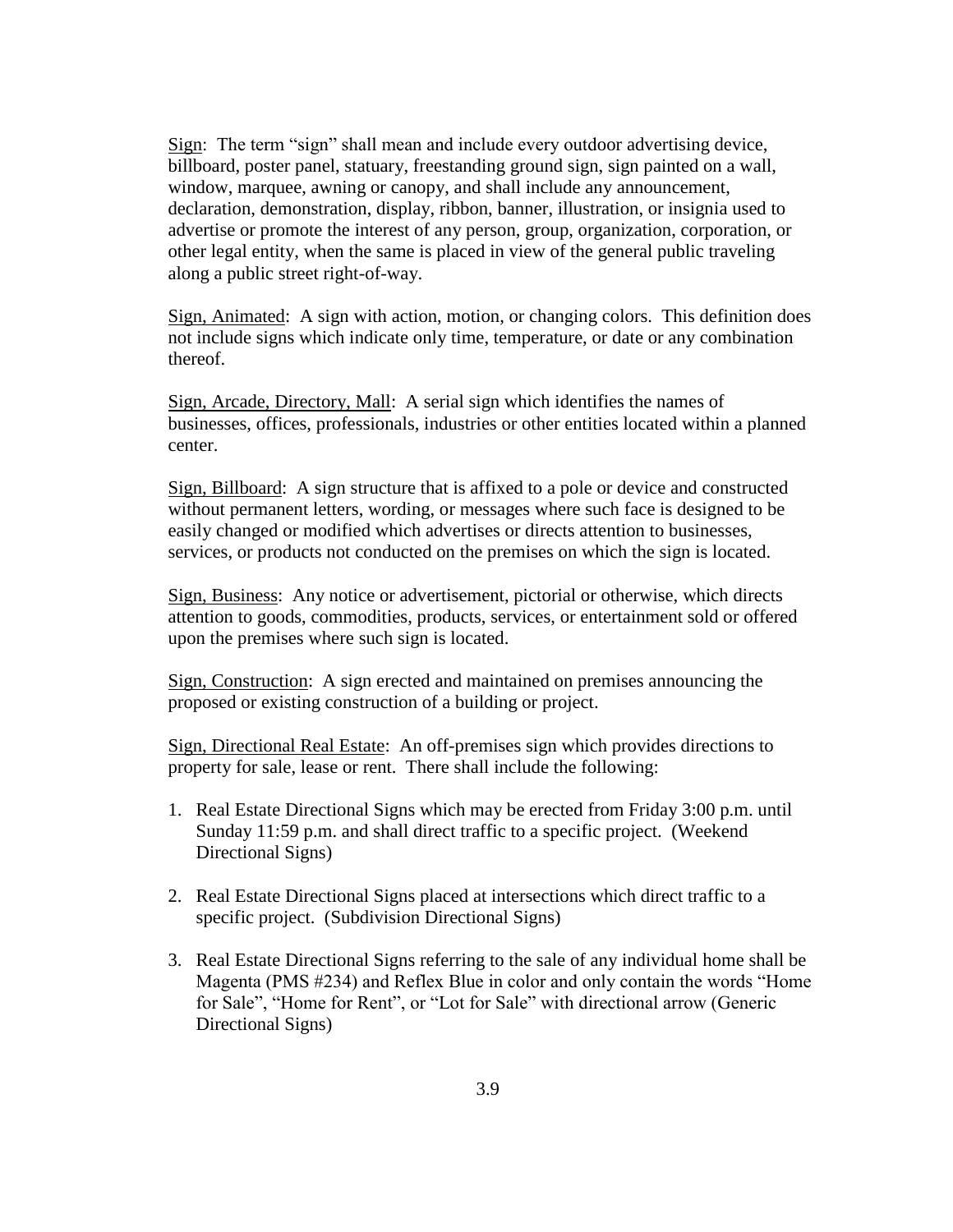Sign: The term "sign" shall mean and include every outdoor advertising device, billboard, poster panel, statuary, freestanding ground sign, sign painted on a wall, window, marquee, awning or canopy, and shall include any announcement, declaration, demonstration, display, ribbon, banner, illustration, or insignia used to advertise or promote the interest of any person, group, organization, corporation, or other legal entity, when the same is placed in view of the general public traveling along a public street right-of-way.

Sign, Animated: A sign with action, motion, or changing colors. This definition does not include signs which indicate only time, temperature, or date or any combination thereof.

Sign, Arcade, Directory, Mall: A serial sign which identifies the names of businesses, offices, professionals, industries or other entities located within a planned center.

Sign, Billboard: A sign structure that is affixed to a pole or device and constructed without permanent letters, wording, or messages where such face is designed to be easily changed or modified which advertises or directs attention to businesses, services, or products not conducted on the premises on which the sign is located.

Sign, Business: Any notice or advertisement, pictorial or otherwise, which directs attention to goods, commodities, products, services, or entertainment sold or offered upon the premises where such sign is located.

Sign, Construction: A sign erected and maintained on premises announcing the proposed or existing construction of a building or project.

Sign, Directional Real Estate: An off-premises sign which provides directions to property for sale, lease or rent. There shall include the following:

1. Real Estate Directional Signs which may be erected from Friday 3:00 p.m. until Sunday 11:59 p.m. and shall direct traffic to a specific project. (Weekend Directional Signs)

2. Real Estate Directional Signs placed at intersections which direct traffic to a specific project. (Subdivision Directional Signs)

3. Real Estate Directional Signs referring to the sale of any individual home shall be Magenta (PMS #234) and Reflex Blue in color and only contain the words "Home for Sale", "Home for Rent", or "Lot for Sale" with directional arrow (Generic Directional Signs)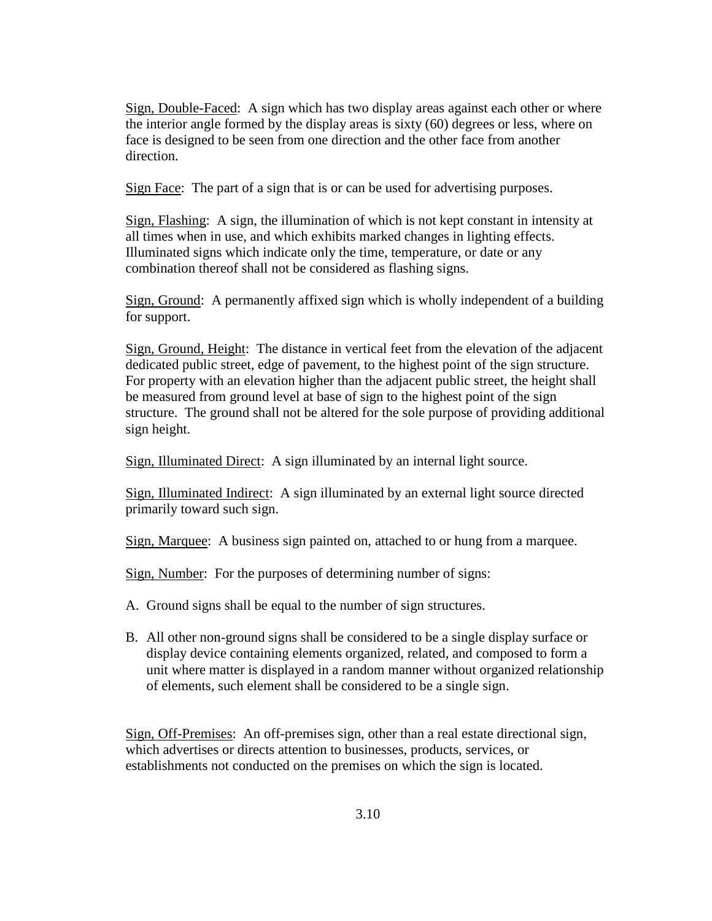<u>Sign, Double-Faced</u>: A sign which has two display areas against each other or where the interior angle formed by the display areas is sixty (60) degrees or less, where on face is designed to be seen from one direction and the other face from another direction.

<u>Sign Face</u>: The part of a sign that is or can be used for advertising purposes.

<u>Sign, Flashing</u>: A sign, the illumination of which is not kept constant in intensity at all times when in use, and which exhibits marked changes in lighting effects. Illuminated signs which indicate only the time, temperature, or date or any combination thereof shall not be considered as flashing signs.

<u>Sign, Ground</u>: A permanently affixed sign which is wholly independent of a building for support.

<u>Sign, Ground, Height</u>: The distance in vertical feet from the elevation of the adjacent dedicated public street, edge of pavement, to the highest point of the sign structure. For property with an elevation higher than the adjacent public street, the height shall be measured from ground level at base of sign to the highest point of the sign structure. The ground shall not be altered for the sole purpose of providing additional sign height.

<u>Sign, Illuminated Direct</u>: A sign illuminated by an internal light source.

<u>Sign, Illuminated Indirect</u>: A sign illuminated by an external light source directed primarily toward such sign.

<u>Sign, Marquee</u>: A business sign painted on, attached to or hung from a marquee.

<u>Sign, Number</u>: For the purposes of determining number of signs:

A. Ground signs shall be equal to the number of sign structures.

B. All other non-ground signs shall be considered to be a single display surface or display device containing elements organized, related, and composed to form a unit where matter is displayed in a random manner without organized relationship of elements, such element shall be considered to be a single sign.

<u>Sign, Off-Premises</u>: An off-premises sign, other than a real estate directional sign, which advertises or directs attention to businesses, products, services, or establishments not conducted on the premises on which the sign is located.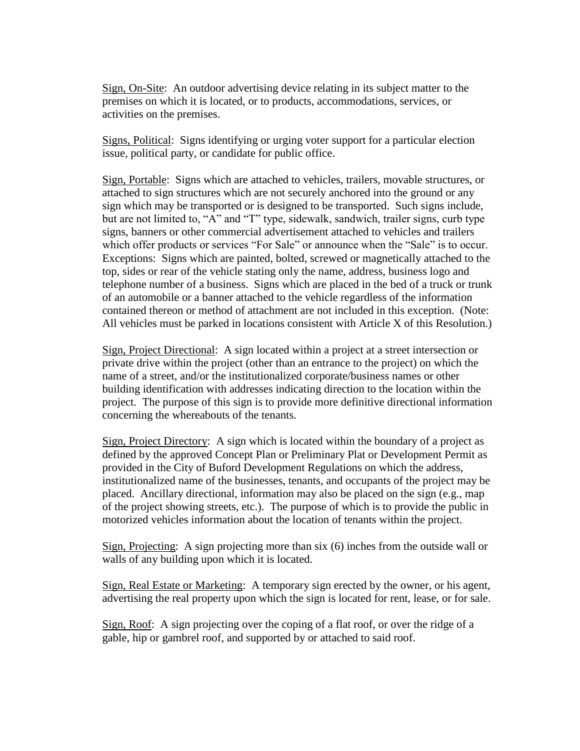<u>Sign, On-Site</u>: An outdoor advertising device relating in its subject matter to the premises on which it is located, or to products, accommodations, services, or activities on the premises.

<u>Signs, Political</u>: Signs identifying or urging voter support for a particular election issue, political party, or candidate for public office.

<u>Sign, Portable</u>: Signs which are attached to vehicles, trailers, movable structures, or attached to sign structures which are not securely anchored into the ground or any sign which may be transported or is designed to be transported. Such signs include, but are not limited to, "A" and "T" type, sidewalk, sandwich, trailer signs, curb type signs, banners or other commercial advertisement attached to vehicles and trailers which offer products or services "For Sale" or announce when the "Sale" is to occur. Exceptions: Signs which are painted, bolted, screwed or magnetically attached to the top, sides or rear of the vehicle stating only the name, address, business logo and telephone number of a business. Signs which are placed in the bed of a truck or trunk of an automobile or a banner attached to the vehicle regardless of the information contained thereon or method of attachment are not included in this exception. (Note: All vehicles must be parked in locations consistent with Article X of this Resolution.)

<u>Sign, Project Directional</u>: A sign located within a project at a street intersection or private drive within the project (other than an entrance to the project) on which the name of a street, and/or the institutionalized corporate/business names or other building identification with addresses indicating direction to the location within the project. The purpose of this sign is to provide more definitive directional information concerning the whereabouts of the tenants.

<u>Sign, Project Directory</u>: A sign which is located within the boundary of a project as defined by the approved Concept Plan or Preliminary Plat or Development Permit as provided in the City of Buford Development Regulations on which the address, institutionalized name of the businesses, tenants, and occupants of the project may be placed. Ancillary directional, information may also be placed on the sign (e.g., map of the project showing streets, etc.). The purpose of which is to provide the public in motorized vehicles information about the location of tenants within the project.

<u>Sign, Projecting</u>: A sign projecting more than six (6) inches from the outside wall or walls of any building upon which it is located.

<u>Sign, Real Estate or Marketing</u>: A temporary sign erected by the owner, or his agent, advertising the real property upon which the sign is located for rent, lease, or for sale.

<u>Sign, Roof</u>: A sign projecting over the coping of a flat roof, or over the ridge of a gable, hip or gambrel roof, and supported by or attached to said roof.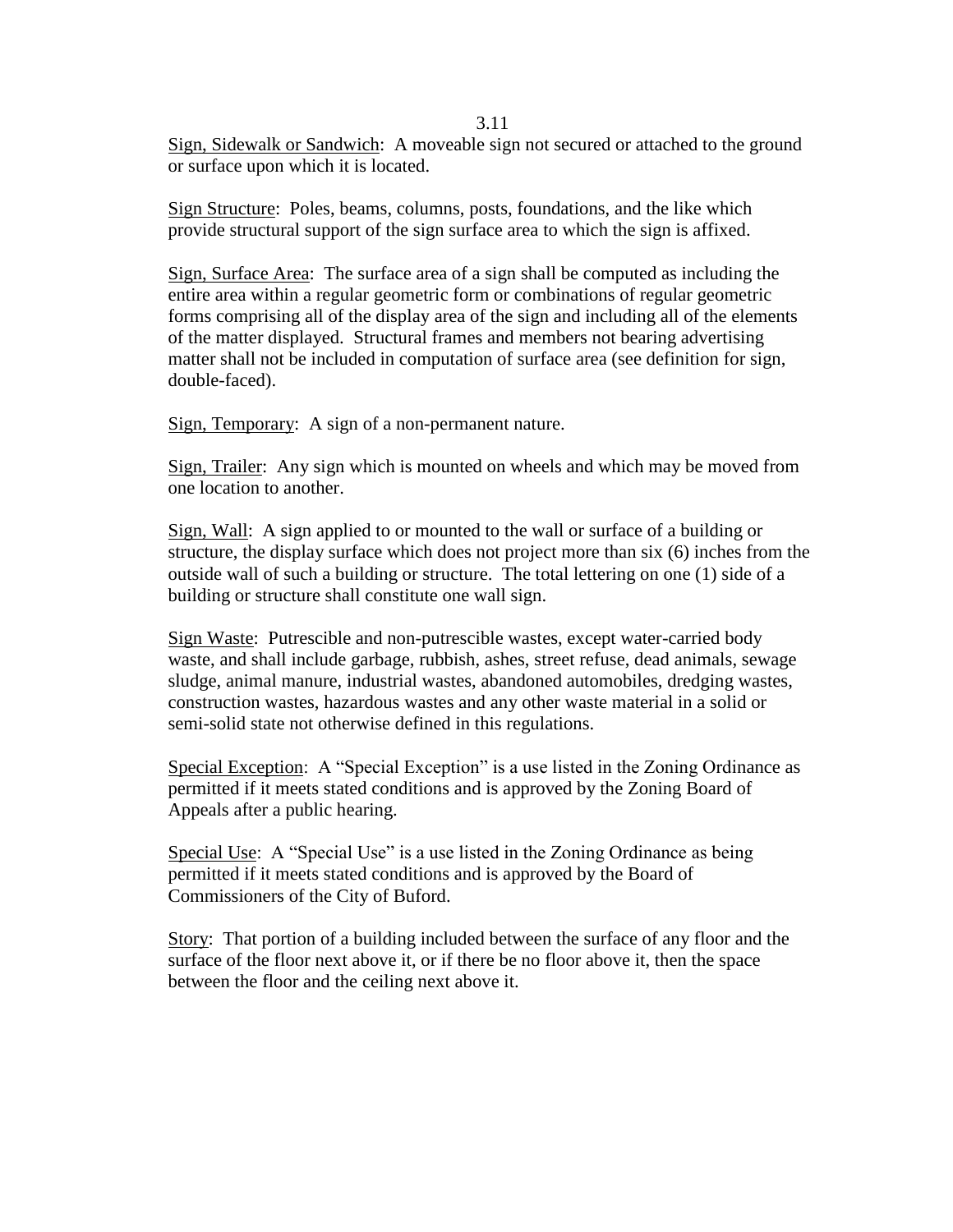<u>Sign, Sidewalk or Sandwich</u>: A moveable sign not secured or attached to the ground or surface upon which it is located.

<u>Sign Structure</u>: Poles, beams, columns, posts, foundations, and the like which provide structural support of the sign surface area to which the sign is affixed.

<u>Sign, Surface Area</u>: The surface area of a sign shall be computed as including the entire area within a regular geometric form or combinations of regular geometric forms comprising all of the display area of the sign and including all of the elements of the matter displayed. Structural frames and members not bearing advertising matter shall not be included in computation of surface area (see definition for sign, double-faced).

<u>Sign, Temporary</u>: A sign of a non-permanent nature.

<u>Sign, Trailer</u>: Any sign which is mounted on wheels and which may be moved from one location to another.

<u>Sign, Wall</u>: A sign applied to or mounted to the wall or surface of a building or structure, the display surface which does not project more than six (6) inches from the outside wall of such a building or structure. The total lettering on one (1) side of a building or structure shall constitute one wall sign.

<u>Sign Waste</u>: Putrescible and non-putrescible wastes, except water-carried body waste, and shall include garbage, rubbish, ashes, street refuse, dead animals, sewage sludge, animal manure, industrial wastes, abandoned automobiles, dredging wastes, construction wastes, hazardous wastes and any other waste material in a solid or semi-solid state not otherwise defined in this regulations.

<u>Special Exception</u>: A "Special Exception" is a use listed in the Zoning Ordinance as permitted if it meets stated conditions and is approved by the Zoning Board of Appeals after a public hearing.

<u>Special Use</u>: A "Special Use" is a use listed in the Zoning Ordinance as being permitted if it meets stated conditions and is approved by the Board of Commissioners of the City of Buford.

<u>Story</u>: That portion of a building included between the surface of any floor and the surface of the floor next above it, or if there be no floor above it, then the space between the floor and the ceiling next above it.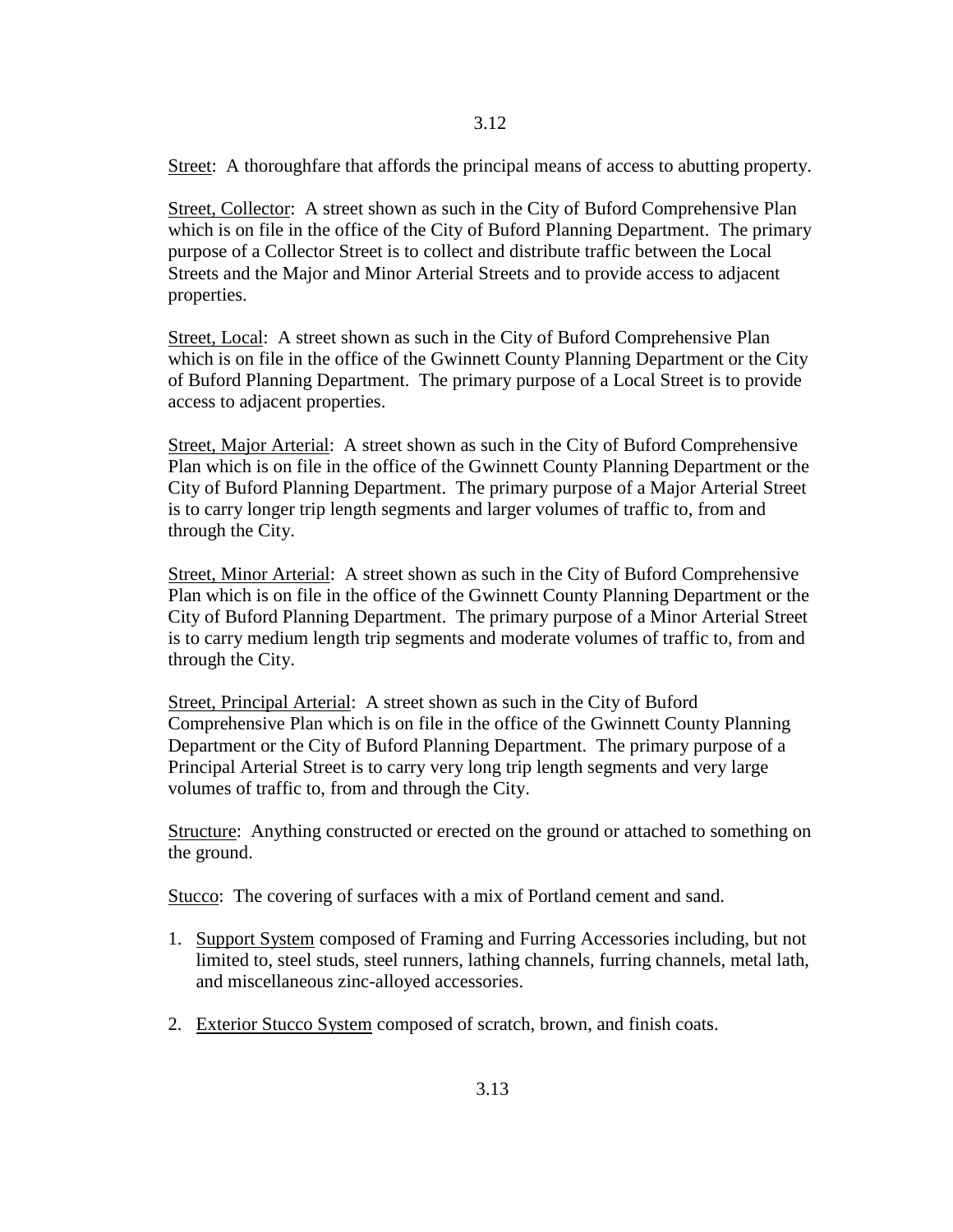Street: A thoroughfare that affords the principal means of access to abutting property.

Street, Collector: A street shown as such in the City of Buford Comprehensive Plan which is on file in the office of the City of Buford Planning Department. The primary purpose of a Collector Street is to collect and distribute traffic between the Local Streets and the Major and Minor Arterial Streets and to provide access to adjacent properties.

Street, Local: A street shown as such in the City of Buford Comprehensive Plan which is on file in the office of the Gwinnett County Planning Department or the City of Buford Planning Department. The primary purpose of a Local Street is to provide access to adjacent properties.

Street, Major Arterial: A street shown as such in the City of Buford Comprehensive Plan which is on file in the office of the Gwinnett County Planning Department or the City of Buford Planning Department. The primary purpose of a Major Arterial Street is to carry longer trip length segments and larger volumes of traffic to, from and through the City.

Street, Minor Arterial: A street shown as such in the City of Buford Comprehensive Plan which is on file in the office of the Gwinnett County Planning Department or the City of Buford Planning Department. The primary purpose of a Minor Arterial Street is to carry medium length trip segments and moderate volumes of traffic to, from and through the City.

Street, Principal Arterial: A street shown as such in the City of Buford Comprehensive Plan which is on file in the office of the Gwinnett County Planning Department or the City of Buford Planning Department. The primary purpose of a Principal Arterial Street is to carry very long trip length segments and very large volumes of traffic to, from and through the City.

Structure: Anything constructed or erected on the ground or attached to something on the ground.

Stucco: The covering of surfaces with a mix of Portland cement and sand.

1. Support System composed of Framing and Furring Accessories including, but not limited to, steel studs, steel runners, lathing channels, furring channels, metal lath, and miscellaneous zinc-alloyed accessories.

2. Exterior Stucco System composed of scratch, brown, and finish coats.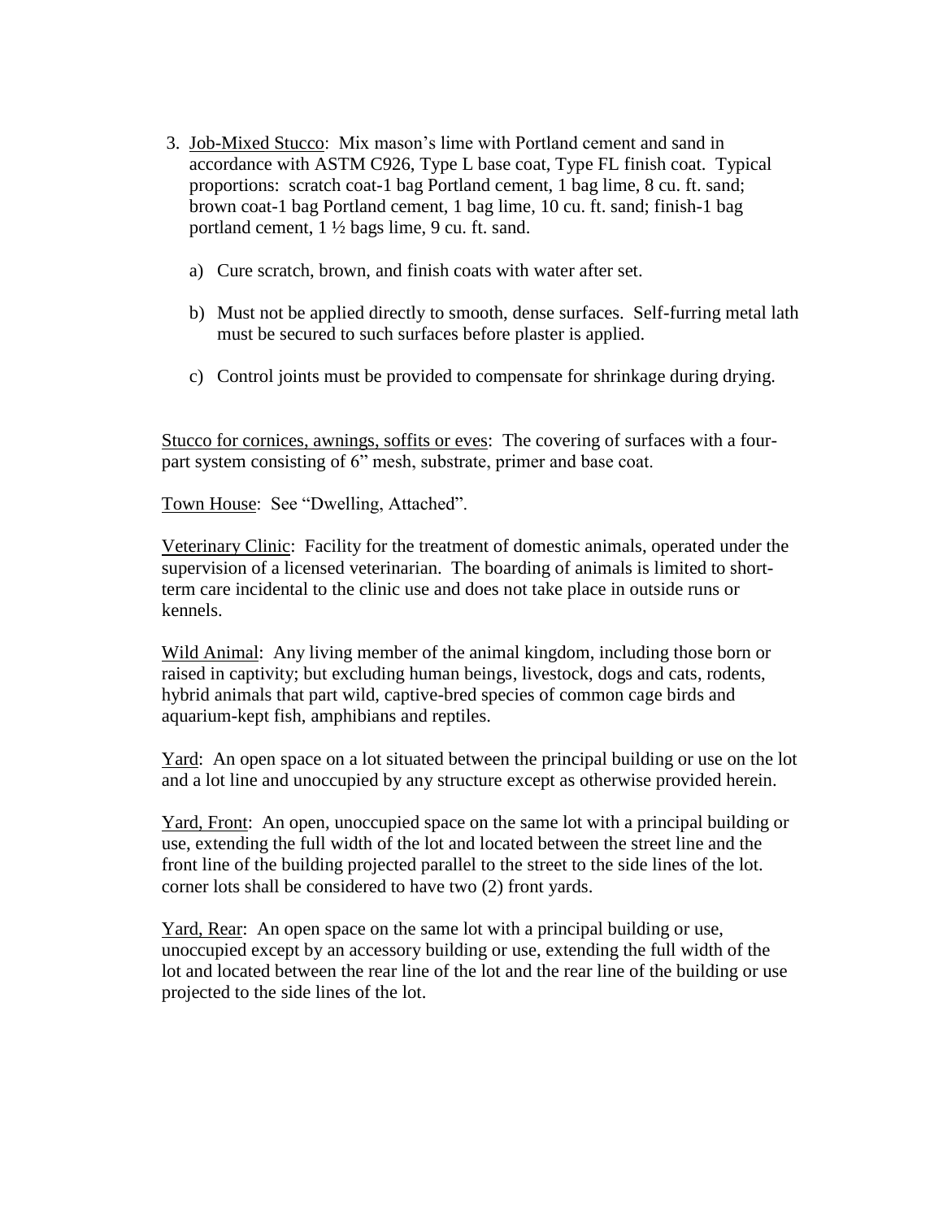3. <u>Job-Mixed Stucco</u>: Mix mason's lime with Portland cement and sand in accordance with ASTM C926, Type L base coat, Type FL finish coat. Typical proportions: scratch coat-1 bag Portland cement, 1 bag lime, 8 cu. ft. sand; brown coat-1 bag Portland cement, 1 bag lime, 10 cu. ft. sand; finish-1 bag portland cement, 1 ½ bags lime, 9 cu. ft. sand.

   a) Cure scratch, brown, and finish coats with water after set.

   b) Must not be applied directly to smooth, dense surfaces. Self-furring metal lath must be secured to such surfaces before plaster is applied.

   c) Control joints must be provided to compensate for shrinkage during drying.

<u>Stucco for cornices, awnings, soffits or eves</u>: The covering of surfaces with a four-part system consisting of 6" mesh, substrate, primer and base coat.

<u>Town House</u>: See "Dwelling, Attached".

<u>Veterinary Clinic</u>: Facility for the treatment of domestic animals, operated under the supervision of a licensed veterinarian. The boarding of animals is limited to short-term care incidental to the clinic use and does not take place in outside runs or kennels.

<u>Wild Animal</u>: Any living member of the animal kingdom, including those born or raised in captivity; but excluding human beings, livestock, dogs and cats, rodents, hybrid animals that part wild, captive-bred species of common cage birds and aquarium-kept fish, amphibians and reptiles.

<u>Yard</u>: An open space on a lot situated between the principal building or use on the lot and a lot line and unoccupied by any structure except as otherwise provided herein.

<u>Yard, Front</u>: An open, unoccupied space on the same lot with a principal building or use, extending the full width of the lot and located between the street line and the front line of the building projected parallel to the street to the side lines of the lot. corner lots shall be considered to have two (2) front yards.

<u>Yard, Rear</u>: An open space on the same lot with a principal building or use, unoccupied except by an accessory building or use, extending the full width of the lot and located between the rear line of the lot and the rear line of the building or use projected to the side lines of the lot.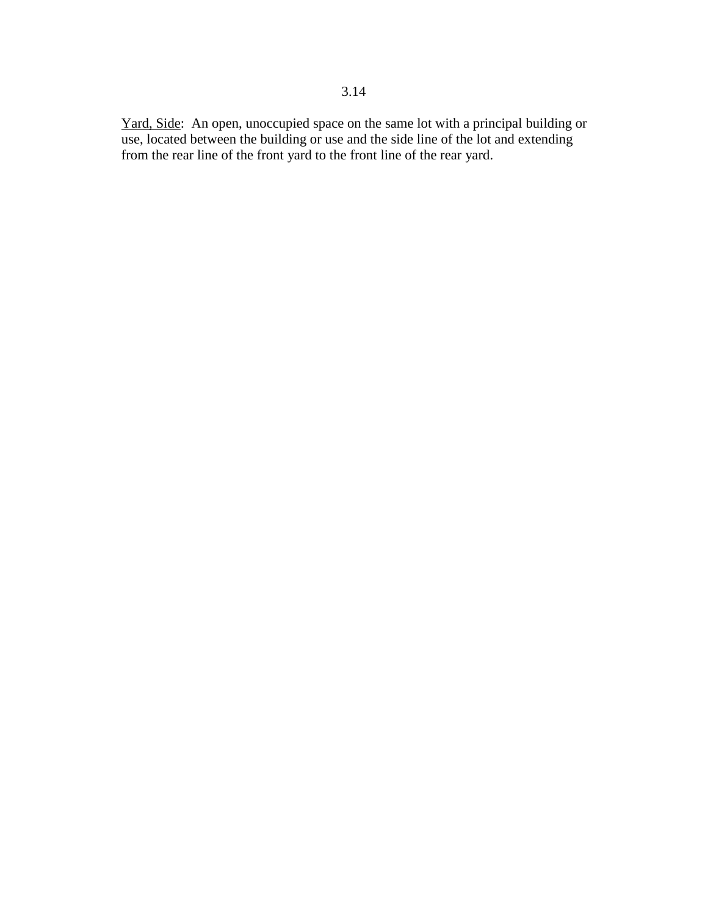Yard, Side:  An open, unoccupied space on the same lot with a principal building or use, located between the building or use and the side line of the lot and extending from the rear line of the front yard to the front line of the rear yard.